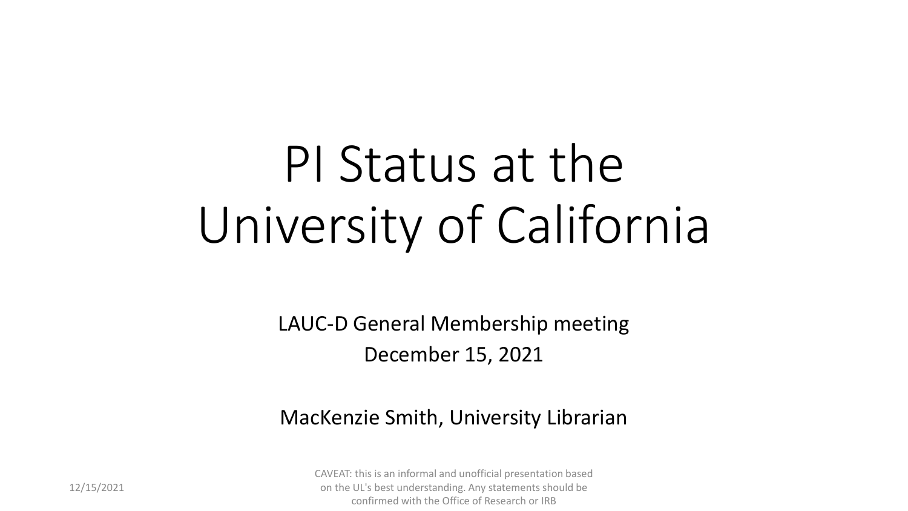# PI Status at the University of California

LAUC-D General Membership meeting

December 15, 2021

MacKenzie Smith, University Librarian

12/15/2021

CAVEAT: this is an informal and unofficial presentation based on the UL's best understanding. Any statements should be confirmed with the Office of Research or IRB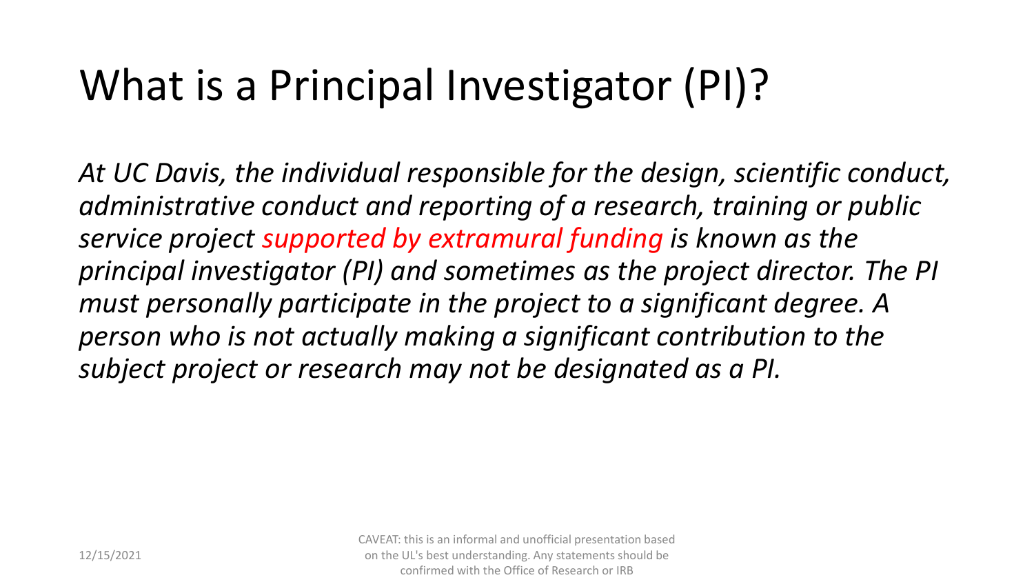# What is a Principal Investigator (PI)?

*At UC Davis, the individual responsible for the design, scientific conduct, administrative conduct and reporting of a research, training or public service project supported by extramural funding is known as the principal investigator (PI) and sometimes as the project director. The PI must personally participate in the project to a significant degree. A person who is not actually making a significant contribution to the subject project or research may not be designated as a PI.*

CAVEAT: this is an informal and unofficial presentation based on the UL's best understanding. Any statements should be confirmed with the Office of Research or IRB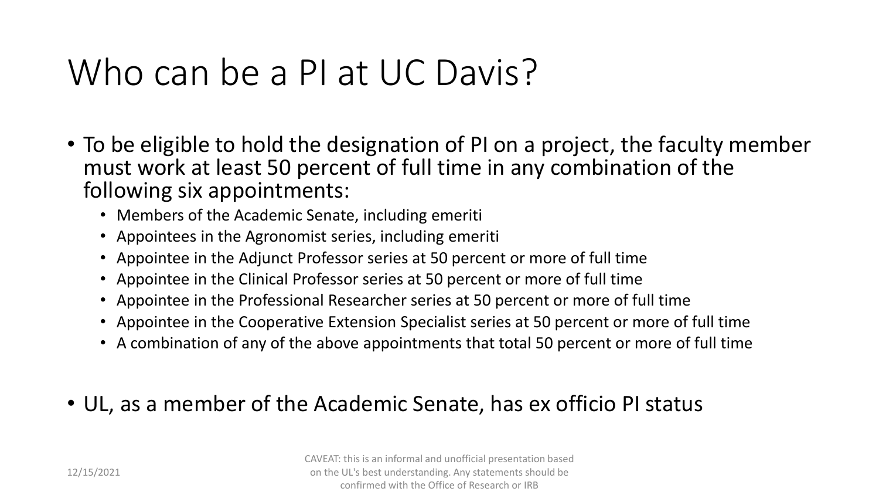# Who can be a PI at UC Davis?

- To be eligible to hold the designation of PI on a project, the faculty member must work at least 50 percent of full time in any combination of the following six appointments:
  - Members of the Academic Senate, including emeriti
  - Appointees in the Agronomist series, including emeriti
  - Appointee in the Adjunct Professor series at 50 percent or more of full time
  - Appointee in the Clinical Professor series at 50 percent or more of full time
  - Appointee in the Professional Researcher series at 50 percent or more of full time
  - Appointee in the Cooperative Extension Specialist series at 50 percent or more of full time
  - A combination of any of the above appointments that total 50 percent or more of full time

- UL, as a member of the Academic Senate, has ex officio PI status

CAVEAT: this is an informal and unofficial presentation based on the UL's best understanding. Any statements should be confirmed with the Office of Research or IRB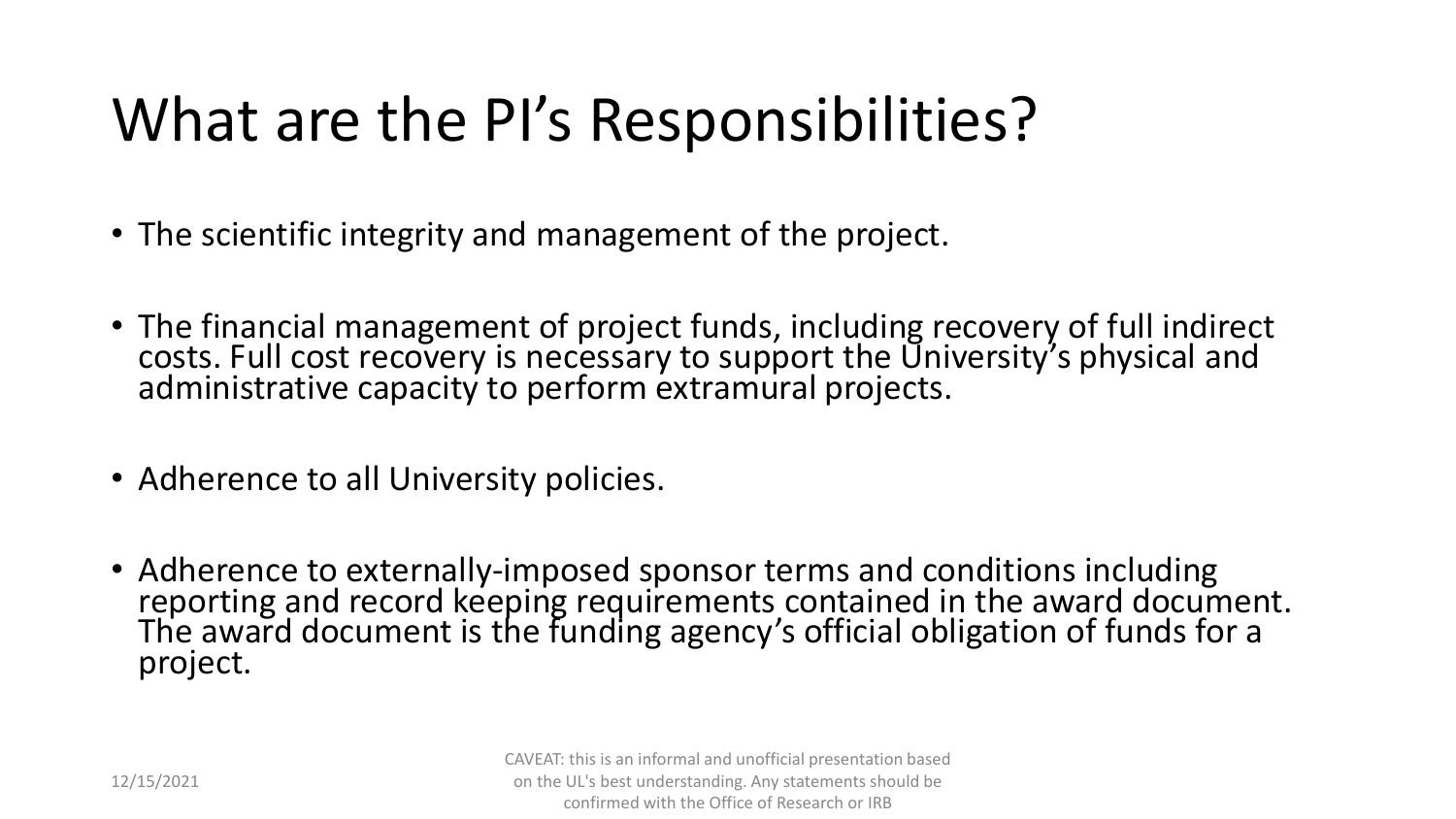# What are the PI's Responsibilities?

- The scientific integrity and management of the project.
- The financial management of project funds, including recovery of full indirect costs. Full cost recovery is necessary to support the University's physical and administrative capacity to perform extramural projects.
- Adherence to all University policies.
- Adherence to externally-imposed sponsor terms and conditions including reporting and record keeping requirements contained in the award document. The award document is the funding agency's official obligation of funds for a project.

CAVEAT: this is an informal and unofficial presentation based on the UL's best understanding. Any statements should be confirmed with the Office of Research or IRB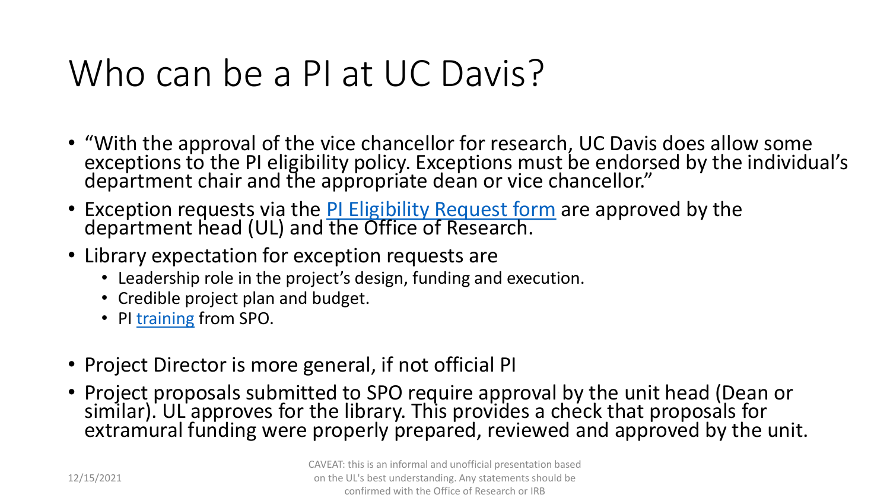# Who can be a PI at UC Davis?

- "With the approval of the vice chancellor for research, UC Davis does allow some exceptions to the PI eligibility policy. Exceptions must be endorsed by the individual's department chair and the appropriate dean or vice chancellor."
- Exception requests via the PI Eligibility Request form are approved by the department head (UL) and the Office of Research.
- Library expectation for exception requests are
  - Leadership role in the project's design, funding and execution.
  - Credible project plan and budget.
  - PI training from SPO.
- Project Director is more general, if not official PI
- Project proposals submitted to SPO require approval by the unit head (Dean or similar). UL approves for the library. This provides a check that proposals for extramural funding were properly prepared, reviewed and approved by the unit.

12/15/2021

CAVEAT: this is an informal and unofficial presentation based on the UL's best understanding. Any statements should be confirmed with the Office of Research or IRB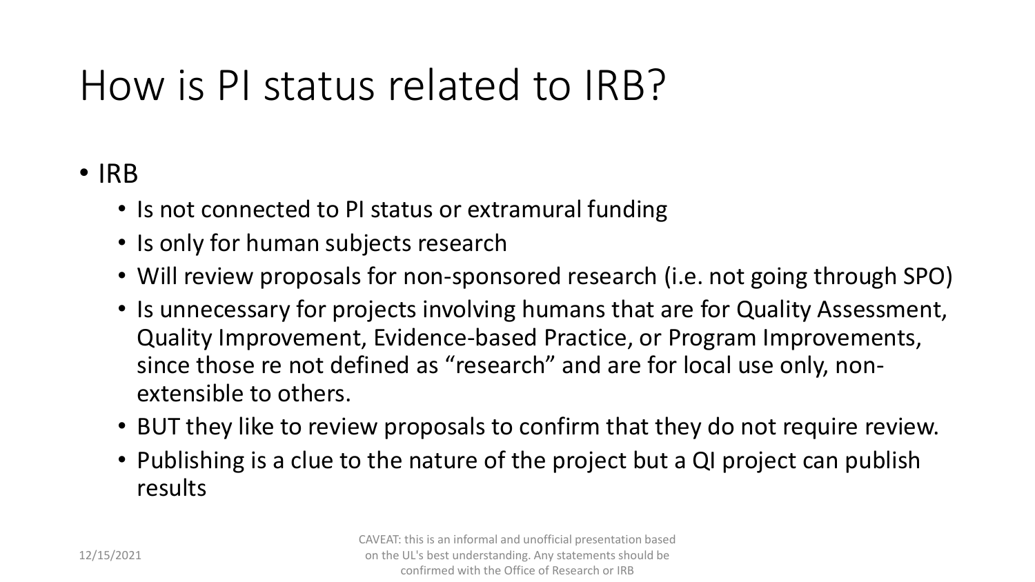# How is PI status related to IRB?

- IRB
  - Is not connected to PI status or extramural funding
  - Is only for human subjects research
  - Will review proposals for non-sponsored research (i.e. not going through SPO)
  - Is unnecessary for projects involving humans that are for Quality Assessment, Quality Improvement, Evidence-based Practice, or Program Improvements, since those re not defined as "research" and are for local use only, non-extensible to others.
  - BUT they like to review proposals to confirm that they do not require review.
  - Publishing is a clue to the nature of the project but a QI project can publish results

CAVEAT: this is an informal and unofficial presentation based on the UL's best understanding. Any statements should be confirmed with the Office of Research or IRB